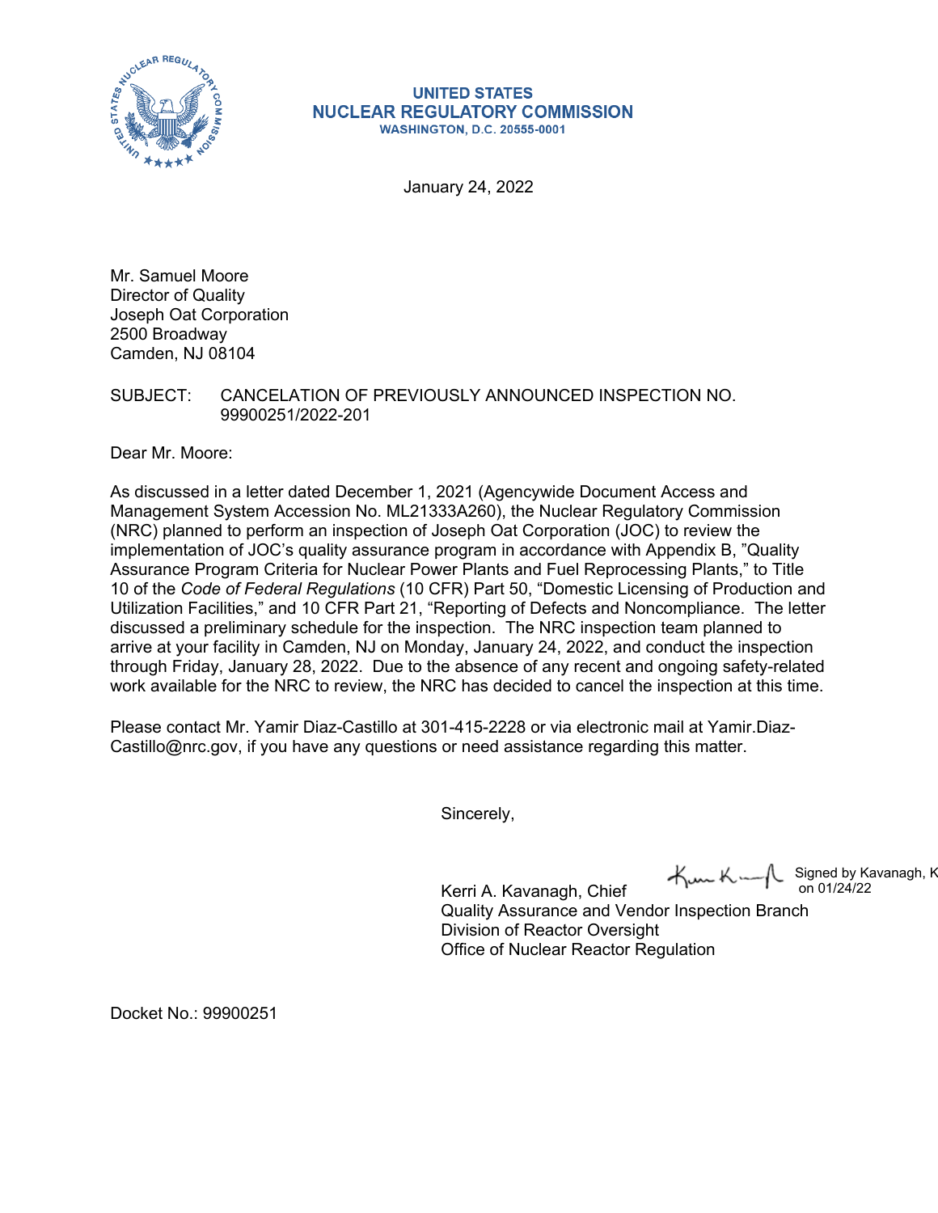**UNITED STATES**
**NUCLEAR REGULATORY COMMISSION**
**WASHINGTON, D.C. 20555-0001**

January 24, 2022

Mr. Samuel Moore
Director of Quality
Joseph Oat Corporation
2500 Broadway
Camden, NJ 08104

SUBJECT: CANCELATION OF PREVIOUSLY ANNOUNCED INSPECTION NO. 99900251/2022-201

Dear Mr. Moore:

As discussed in a letter dated December 1, 2021 (Agencywide Document Access and Management System Accession No. ML21333A260), the Nuclear Regulatory Commission (NRC) planned to perform an inspection of Joseph Oat Corporation (JOC) to review the implementation of JOC's quality assurance program in accordance with Appendix B, "Quality Assurance Program Criteria for Nuclear Power Plants and Fuel Reprocessing Plants," to Title 10 of the *Code of Federal Regulations* (10 CFR) Part 50, "Domestic Licensing of Production and Utilization Facilities," and 10 CFR Part 21, "Reporting of Defects and Noncompliance. The letter discussed a preliminary schedule for the inspection. The NRC inspection team planned to arrive at your facility in Camden, NJ on Monday, January 24, 2022, and conduct the inspection through Friday, January 28, 2022. Due to the absence of any recent and ongoing safety-related work available for the NRC to review, the NRC has decided to cancel the inspection at this time.

Please contact Mr. Yamir Diaz-Castillo at 301-415-2228 or via electronic mail at Yamir.Diaz-Castillo@nrc.gov, if you have any questions or need assistance regarding this matter.

Sincerely,

Signed by Kavanagh, K on 01/24/22

Kerri A. Kavanagh, Chief
Quality Assurance and Vendor Inspection Branch
Division of Reactor Oversight
Office of Nuclear Reactor Regulation

Docket No.: 99900251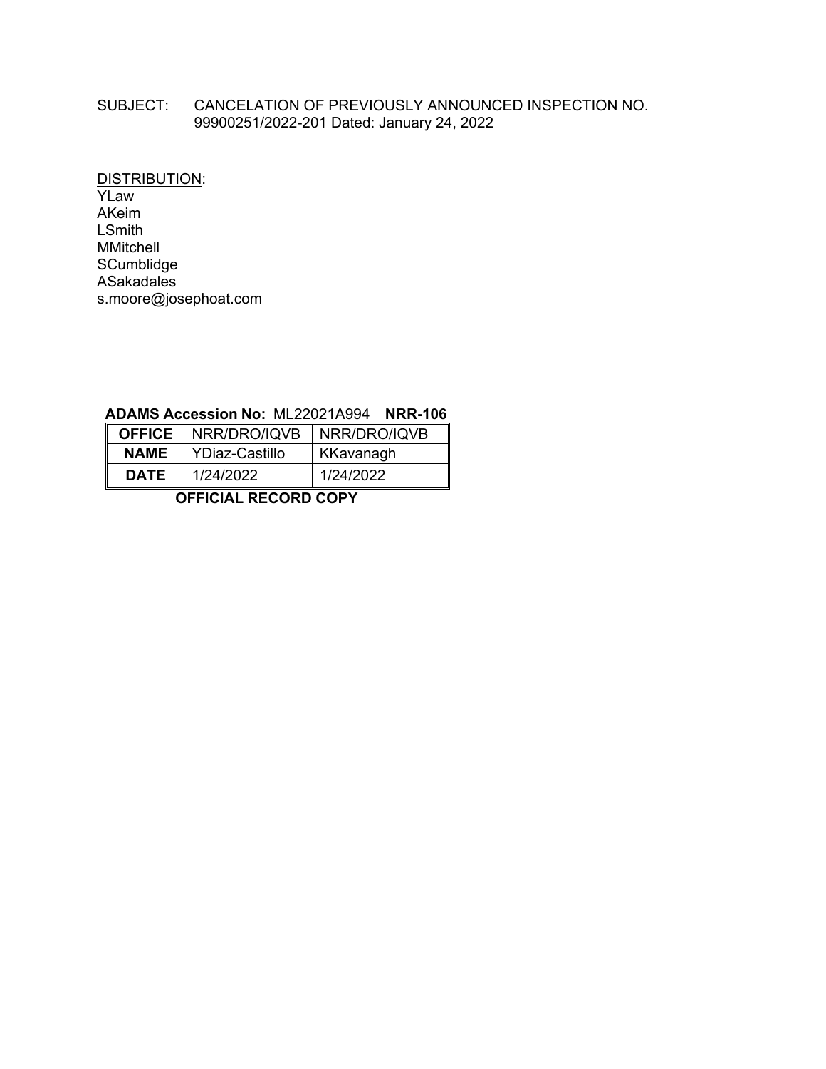SUBJECT: CANCELATION OF PREVIOUSLY ANNOUNCED INSPECTION NO. 99900251/2022-201 Dated: January 24, 2022

DISTRIBUTION:
YLaw
AKeim
LSmith
MMitchell
SCumblidge
ASakadales
s.moore@josephoat.com

**ADAMS Accession No:** ML22021A994 **NRR-106**

| | | |
|---|---|---|
| **OFFICE** | NRR/DRO/IQVB | NRR/DRO/IQVB |
| **NAME** | YDiaz-Castillo | KKavanagh |
| **DATE** | 1/24/2022 | 1/24/2022 |

**OFFICIAL RECORD COPY**